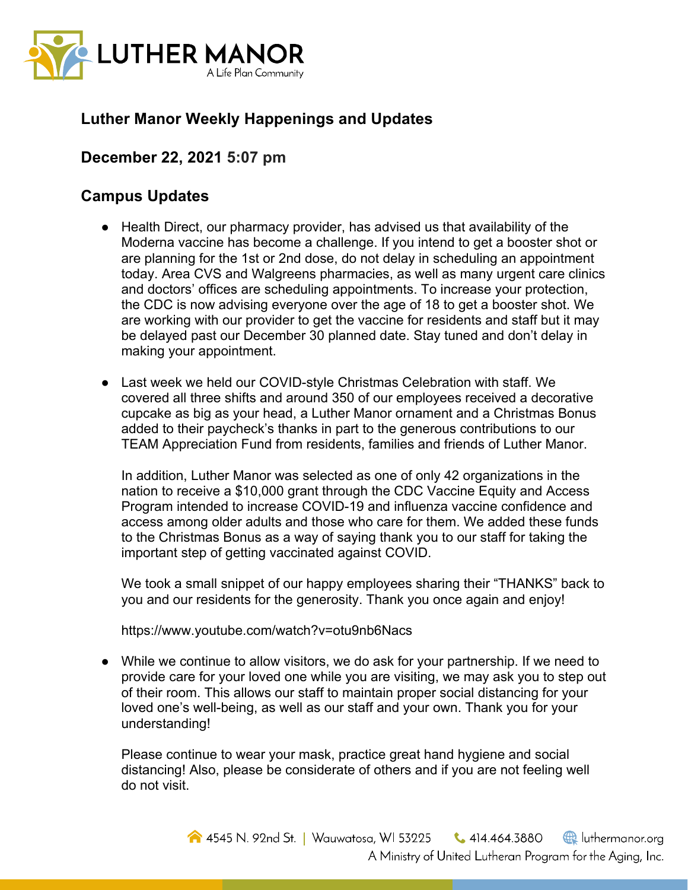# Luther Manor Weekly Happenings and Updates

## December 22, 2021 5:07 pm

## Campus Updates

- Health Direct, our pharmacy provider, has advised us that availability of the Moderna vaccine has become a challenge. If you intend to get a booster shot or are planning for the 1st or 2nd dose, do not delay in scheduling an appointment today. Area CVS and Walgreens pharmacies, as well as many urgent care clinics and doctors' offices are scheduling appointments. To increase your protection, the CDC is now advising everyone over the age of 18 to get a booster shot. We are working with our provider to get the vaccine for residents and staff but it may be delayed past our December 30 planned date. Stay tuned and don't delay in making your appointment.

- Last week we held our COVID-style Christmas Celebration with staff. We covered all three shifts and around 350 of our employees received a decorative cupcake as big as your head, a Luther Manor ornament and a Christmas Bonus added to their paycheck's thanks in part to the generous contributions to our TEAM Appreciation Fund from residents, families and friends of Luther Manor.

  In addition, Luther Manor was selected as one of only 42 organizations in the nation to receive a $10,000 grant through the CDC Vaccine Equity and Access Program intended to increase COVID-19 and influenza vaccine confidence and access among older adults and those who care for them. We added these funds to the Christmas Bonus as a way of saying thank you to our staff for taking the important step of getting vaccinated against COVID.

  We took a small snippet of our happy employees sharing their "THANKS" back to you and our residents for the generosity. Thank you once again and enjoy!

  https://www.youtube.com/watch?v=otu9nb6Nacs

- While we continue to allow visitors, we do ask for your partnership. If we need to provide care for your loved one while you are visiting, we may ask you to step out of their room. This allows our staff to maintain proper social distancing for your loved one's well-being, as well as our staff and your own. Thank you for your understanding!

  Please continue to wear your mask, practice great hand hygiene and social distancing! Also, please be considerate of others and if you are not feeling well do not visit.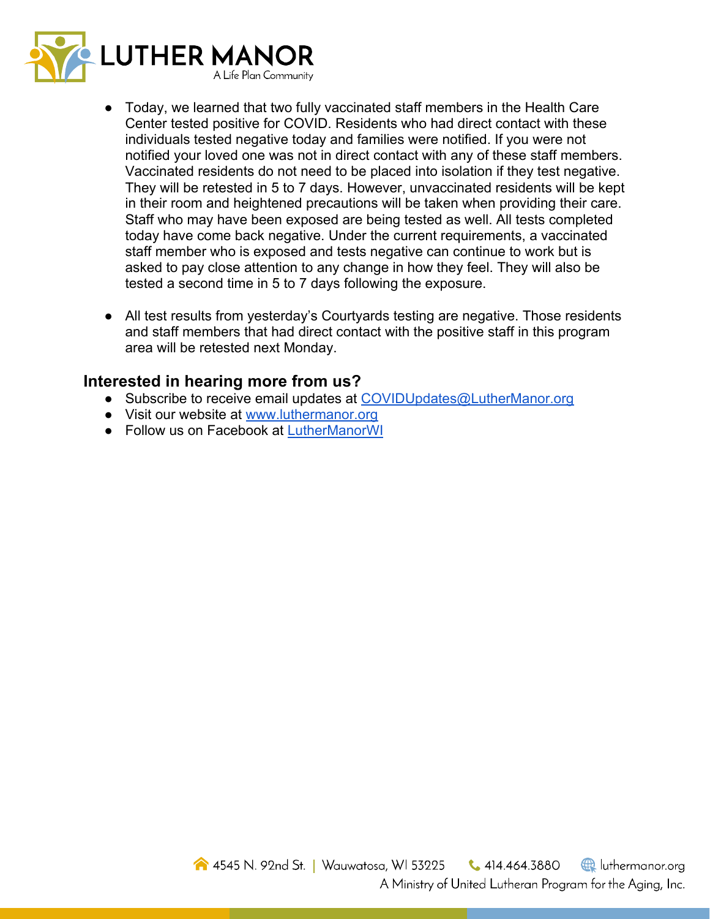- Today, we learned that two fully vaccinated staff members in the Health Care Center tested positive for COVID. Residents who had direct contact with these individuals tested negative today and families were notified. If you were not notified your loved one was not in direct contact with any of these staff members. Vaccinated residents do not need to be placed into isolation if they test negative. They will be retested in 5 to 7 days. However, unvaccinated residents will be kept in their room and heightened precautions will be taken when providing their care. Staff who may have been exposed are being tested as well. All tests completed today have come back negative. Under the current requirements, a vaccinated staff member who is exposed and tests negative can continue to work but is asked to pay close attention to any change in how they feel. They will also be tested a second time in 5 to 7 days following the exposure.

- All test results from yesterday's Courtyards testing are negative. Those residents and staff members that had direct contact with the positive staff in this program area will be retested next Monday.

## Interested in hearing more from us?

- Subscribe to receive email updates at [COVIDUpdates@LutherManor.org](mailto:COVIDUpdates@LutherManor.org)
- Visit our website at [www.luthermanor.org](http://www.luthermanor.org)
- Follow us on Facebook at LutherManorWI